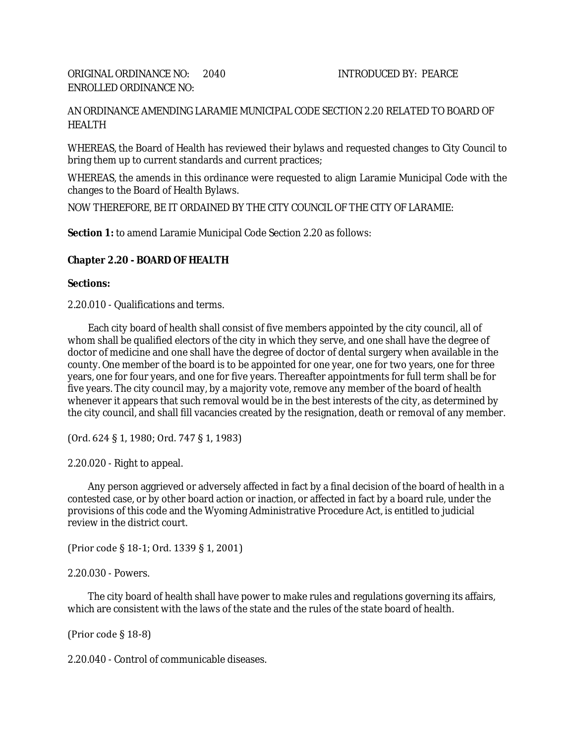ORIGINAL ORDINANCE NO: 2040 INTRODUCED BY: PEARCE
ENROLLED ORDINANCE NO:

AN ORDINANCE AMENDING LARAMIE MUNICIPAL CODE SECTION 2.20 RELATED TO BOARD OF HEALTH

WHEREAS, the Board of Health has reviewed their bylaws and requested changes to City Council to bring them up to current standards and current practices;

WHEREAS, the amends in this ordinance were requested to align Laramie Municipal Code with the changes to the Board of Health Bylaws.

NOW THEREFORE, BE IT ORDAINED BY THE CITY COUNCIL OF THE CITY OF LARAMIE:

**Section 1:** to amend Laramie Municipal Code Section 2.20 as follows:

**Chapter 2.20 - BOARD OF HEALTH**

**Sections:**

2.20.010 - Qualifications and terms.

Each city board of health shall consist of five members appointed by the city council, all of whom shall be qualified electors of the city in which they serve, and one shall have the degree of doctor of medicine and one shall have the degree of doctor of dental surgery when available in the county. One member of the board is to be appointed for one year, one for two years, one for three years, one for four years, and one for five years. Thereafter appointments for full term shall be for five years. The city council may, by a majority vote, remove any member of the board of health whenever it appears that such removal would be in the best interests of the city, as determined by the city council, and shall fill vacancies created by the resignation, death or removal of any member.

(Ord. 624 § 1, 1980; Ord. 747 § 1, 1983)

2.20.020 - Right to appeal.

Any person aggrieved or adversely affected in fact by a final decision of the board of health in a contested case, or by other board action or inaction, or affected in fact by a board rule, under the provisions of this code and the Wyoming Administrative Procedure Act, is entitled to judicial review in the district court.

(Prior code § 18-1; Ord. 1339 § 1, 2001)

2.20.030 - Powers.

The city board of health shall have power to make rules and regulations governing its affairs, which are consistent with the laws of the state and the rules of the state board of health.

(Prior code § 18-8)

2.20.040 - Control of communicable diseases.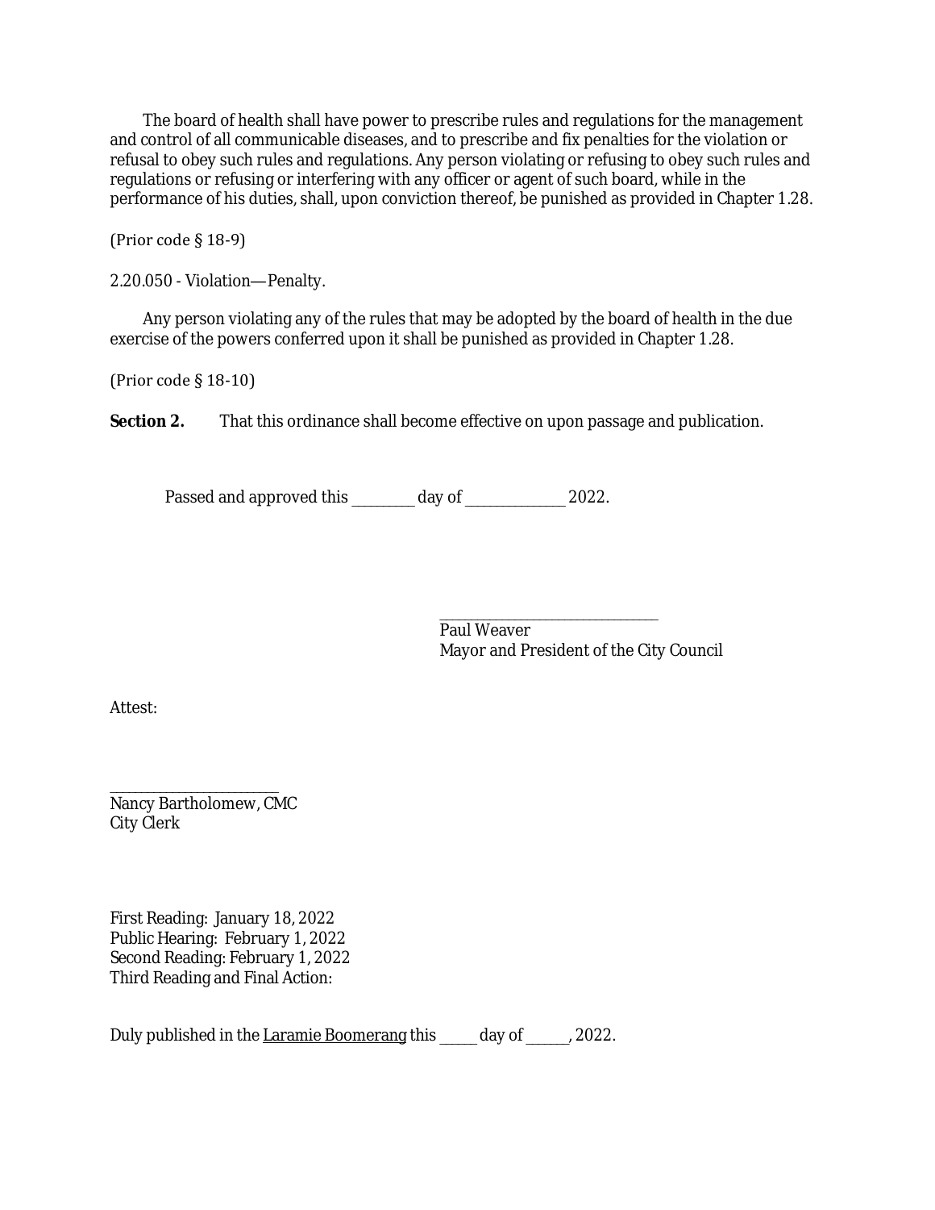The board of health shall have power to prescribe rules and regulations for the management and control of all communicable diseases, and to prescribe and fix penalties for the violation or refusal to obey such rules and regulations. Any person violating or refusing to obey such rules and regulations or refusing or interfering with any officer or agent of such board, while in the performance of his duties, shall, upon conviction thereof, be punished as provided in Chapter 1.28.

(Prior code § 18-9)

2.20.050 - Violation—Penalty.

Any person violating any of the rules that may be adopted by the board of health in the due exercise of the powers conferred upon it shall be punished as provided in Chapter 1.28.

(Prior code § 18-10)

**Section 2.** That this ordinance shall become effective on upon passage and publication.

Passed and approved this ________ day of _____________ 2022.

______________________________
Paul Weaver
Mayor and President of the City Council

Attest:

_______________________
Nancy Bartholomew, CMC
City Clerk

First Reading: January 18, 2022
Public Hearing: February 1, 2022
Second Reading: February 1, 2022
Third Reading and Final Action:

Duly published in the Laramie Boomerang this _____ day of ______, 2022.